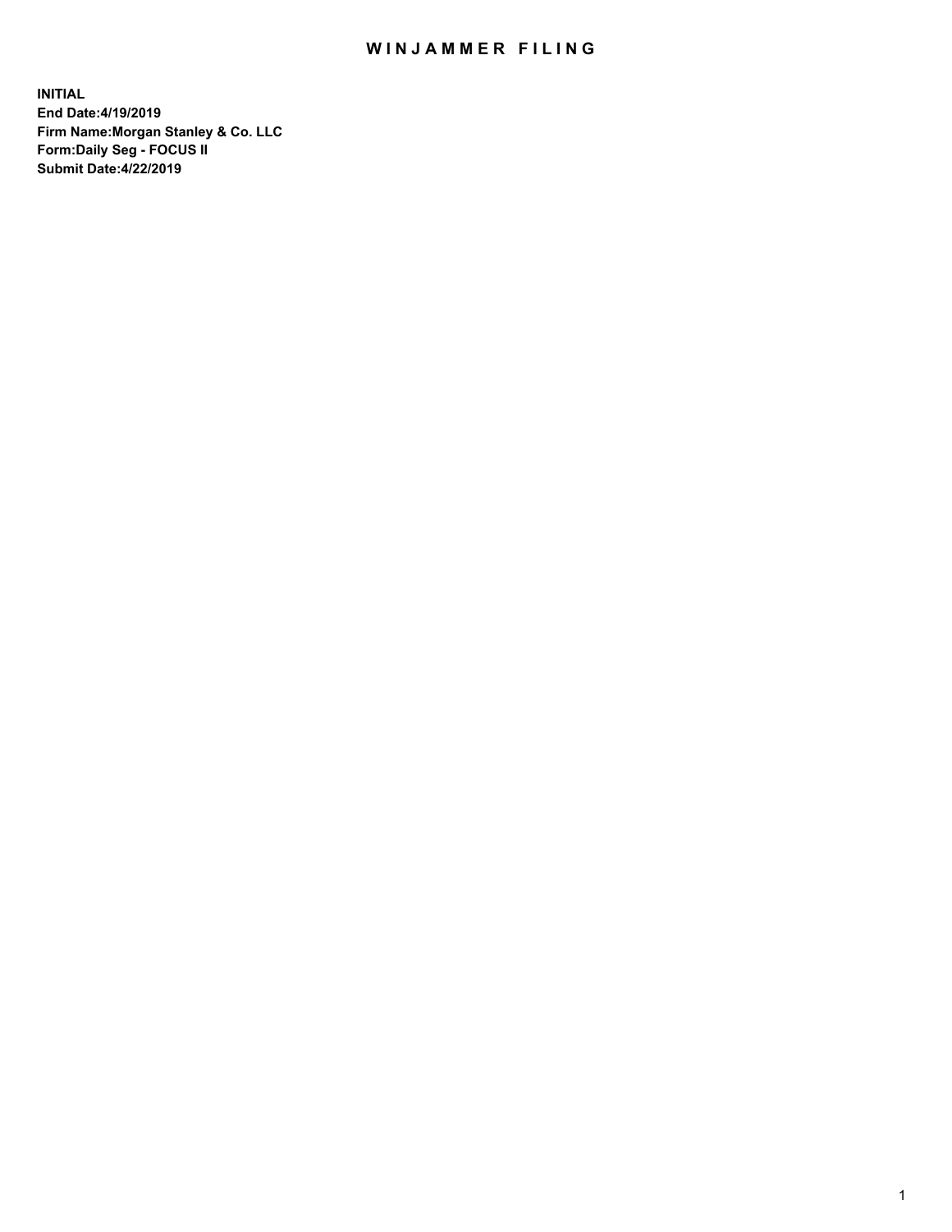# WINJAMMER FILING

**INITIAL**
**End Date:4/19/2019**
**Firm Name:Morgan Stanley & Co. LLC**
**Form:Daily Seg - FOCUS II**
**Submit Date:4/22/2019**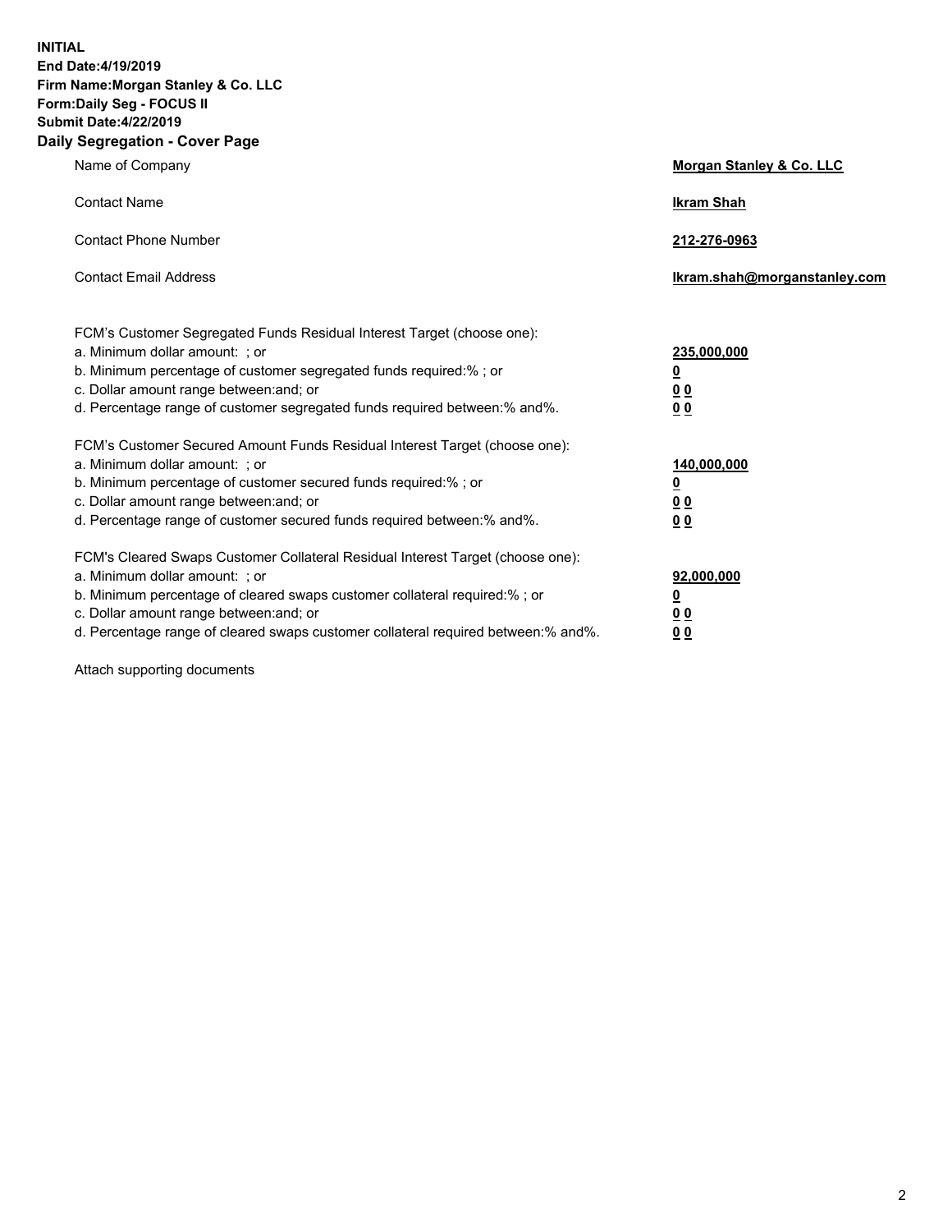**INITIAL**
**End Date:4/19/2019**
**Firm Name:Morgan Stanley & Co. LLC**
**Form:Daily Seg - FOCUS II**
**Submit Date:4/22/2019**
**Daily Segregation - Cover Page**

| | |
|---|---|
| Name of Company | **Morgan Stanley & Co. LLC** |
| Contact Name | **Ikram Shah** |
| Contact Phone Number | **212-276-0963** |
| Contact Email Address | **Ikram.shah@morganstanley.com** |

FCM's Customer Segregated Funds Residual Interest Target (choose one):

| | |
|---|---|
| a. Minimum dollar amount: ; or | **235,000,000** |
| b. Minimum percentage of customer segregated funds required:% ; or | **0** |
| c. Dollar amount range between:and; or | **0 0** |
| d. Percentage range of customer segregated funds required between:% and%. | **0 0** |

FCM's Customer Secured Amount Funds Residual Interest Target (choose one):

| | |
|---|---|
| a. Minimum dollar amount: ; or | **140,000,000** |
| b. Minimum percentage of customer secured funds required:% ; or | **0** |
| c. Dollar amount range between:and; or | **0 0** |
| d. Percentage range of customer secured funds required between:% and%. | **0 0** |

FCM's Cleared Swaps Customer Collateral Residual Interest Target (choose one):

| | |
|---|---|
| a. Minimum dollar amount: ; or | **92,000,000** |
| b. Minimum percentage of cleared swaps customer collateral required:% ; or | **0** |
| c. Dollar amount range between:and; or | **0 0** |
| d. Percentage range of cleared swaps customer collateral required between:% and%. | **0 0** |

Attach supporting documents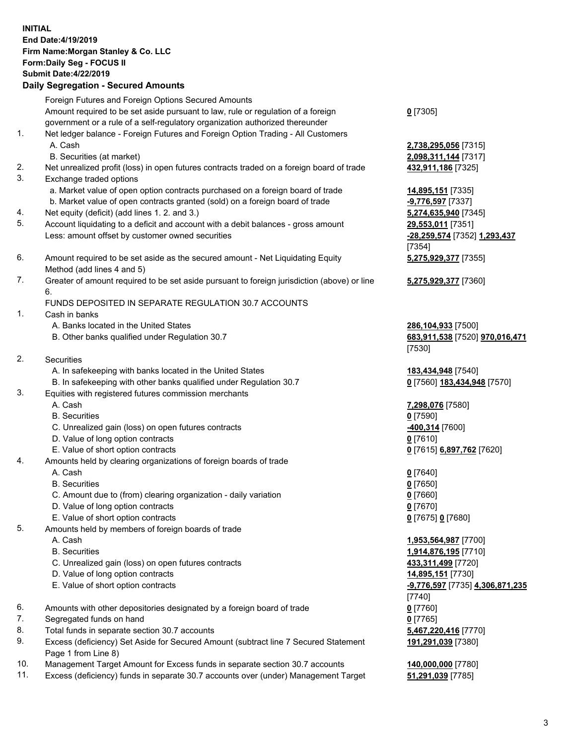**INITIAL**
**End Date:4/19/2019**
**Firm Name:Morgan Stanley & Co. LLC**
**Form:Daily Seg - FOCUS II**
**Submit Date:4/22/2019**

## Daily Segregation - Secured Amounts

| | | |
|---|---|---|
| | Foreign Futures and Foreign Options Secured Amounts | |
| | Amount required to be set aside pursuant to law, rule or regulation of a foreign government or a rule of a self-regulatory organization authorized thereunder | **0** [7305] |
| 1. | Net ledger balance - Foreign Futures and Foreign Option Trading - All Customers | |
| | A. Cash | **2,738,295,056** [7315] |
| | B. Securities (at market) | **2,098,311,144** [7317] |
| 2. | Net unrealized profit (loss) in open futures contracts traded on a foreign board of trade | **432,911,186** [7325] |
| 3. | Exchange traded options | |
| | a. Market value of open option contracts purchased on a foreign board of trade | **14,895,151** [7335] |
| | b. Market value of open contracts granted (sold) on a foreign board of trade | **-9,776,597** [7337] |
| 4. | Net equity (deficit) (add lines 1. 2. and 3.) | **5,274,635,940** [7345] |
| 5. | Account liquidating to a deficit and account with a debit balances - gross amount | **29,553,011** [7351] |
| | Less: amount offset by customer owned securities | **-28,259,574** [7352] **1,293,437** [7354] |
| 6. | Amount required to be set aside as the secured amount - Net Liquidating Equity Method (add lines 4 and 5) | **5,275,929,377** [7355] |
| 7. | Greater of amount required to be set aside pursuant to foreign jurisdiction (above) or line 6. | **5,275,929,377** [7360] |
| | FUNDS DEPOSITED IN SEPARATE REGULATION 30.7 ACCOUNTS | |
| 1. | Cash in banks | |
| | A. Banks located in the United States | **286,104,933** [7500] |
| | B. Other banks qualified under Regulation 30.7 | **683,911,538** [7520] **970,016,471** [7530] |
| 2. | Securities | |
| | A. In safekeeping with banks located in the United States | **183,434,948** [7540] |
| | B. In safekeeping with other banks qualified under Regulation 30.7 | **0** [7560] **183,434,948** [7570] |
| 3. | Equities with registered futures commission merchants | |
| | A. Cash | **7,298,076** [7580] |
| | B. Securities | **0** [7590] |
| | C. Unrealized gain (loss) on open futures contracts | **-400,314** [7600] |
| | D. Value of long option contracts | **0** [7610] |
| | E. Value of short option contracts | **0** [7615] **6,897,762** [7620] |
| 4. | Amounts held by clearing organizations of foreign boards of trade | |
| | A. Cash | **0** [7640] |
| | B. Securities | **0** [7650] |
| | C. Amount due to (from) clearing organization - daily variation | **0** [7660] |
| | D. Value of long option contracts | **0** [7670] |
| | E. Value of short option contracts | **0** [7675] **0** [7680] |
| 5. | Amounts held by members of foreign boards of trade | |
| | A. Cash | **1,953,564,987** [7700] |
| | B. Securities | **1,914,876,195** [7710] |
| | C. Unrealized gain (loss) on open futures contracts | **433,311,499** [7720] |
| | D. Value of long option contracts | **14,895,151** [7730] |
| | E. Value of short option contracts | **-9,776,597** [7735] **4,306,871,235** [7740] |
| 6. | Amounts with other depositories designated by a foreign board of trade | **0** [7760] |
| 7. | Segregated funds on hand | **0** [7765] |
| 8. | Total funds in separate section 30.7 accounts | **5,467,220,416** [7770] |
| 9. | Excess (deficiency) Set Aside for Secured Amount (subtract line 7 Secured Statement Page 1 from Line 8) | **191,291,039** [7380] |
| 10. | Management Target Amount for Excess funds in separate section 30.7 accounts | **140,000,000** [7780] |
| 11. | Excess (deficiency) funds in separate 30.7 accounts over (under) Management Target | **51,291,039** [7785] |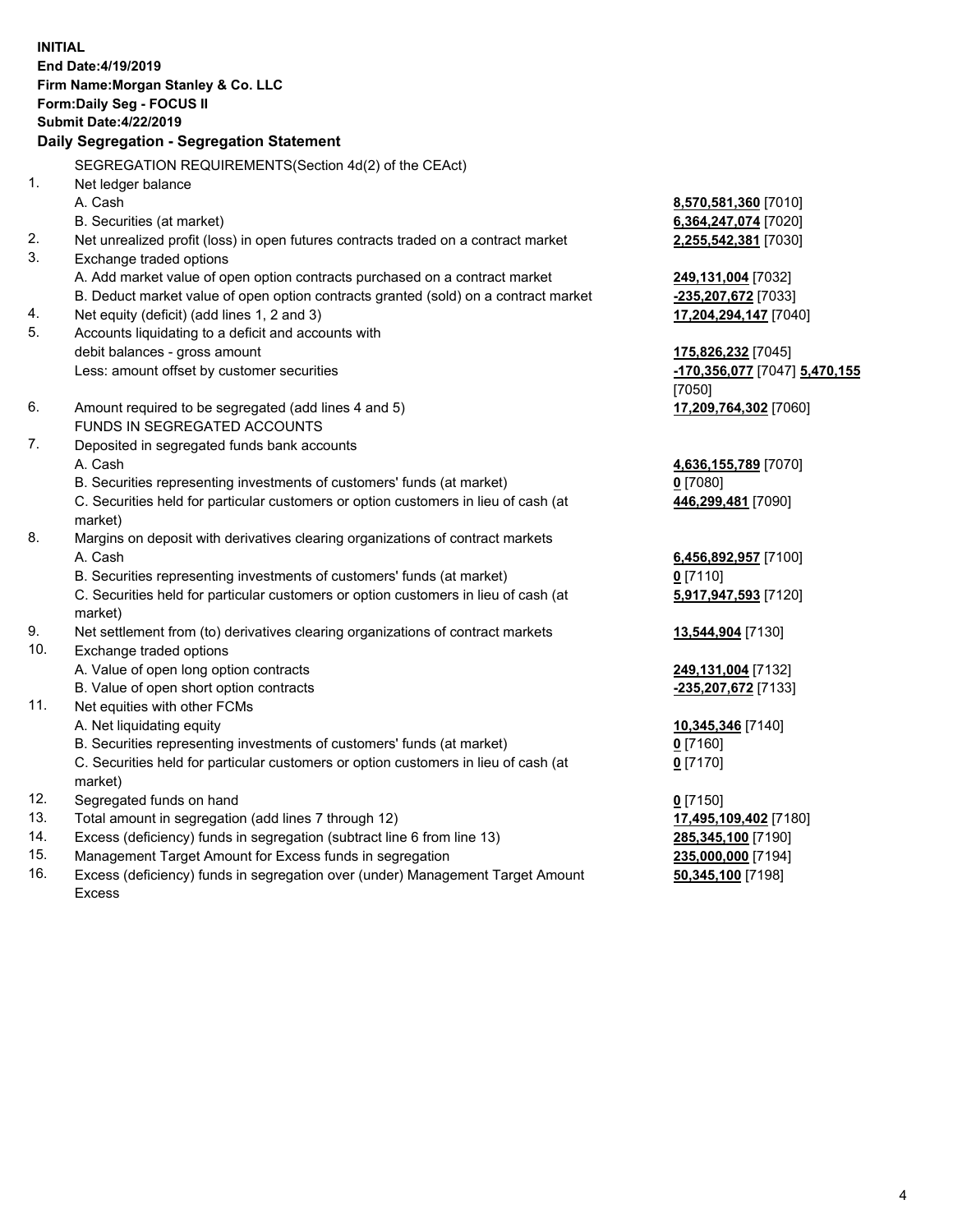**INITIAL**
**End Date:4/19/2019**
**Firm Name:Morgan Stanley & Co. LLC**
**Form:Daily Seg - FOCUS II**
**Submit Date:4/22/2019**

**Daily Segregation - Segregation Statement**

SEGREGATION REQUIREMENTS(Section 4d(2) of the CEAct)

| | | |
|---|---|---|
| 1. | Net ledger balance | |
| | A. Cash | **8,570,581,360** [7010] |
| | B. Securities (at market) | **6,364,247,074** [7020] |
| 2. | Net unrealized profit (loss) in open futures contracts traded on a contract market | **2,255,542,381** [7030] |
| 3. | Exchange traded options | |
| | A. Add market value of open option contracts purchased on a contract market | **249,131,004** [7032] |
| | B. Deduct market value of open option contracts granted (sold) on a contract market | **-235,207,672** [7033] |
| 4. | Net equity (deficit) (add lines 1, 2 and 3) | **17,204,294,147** [7040] |
| 5. | Accounts liquidating to a deficit and accounts with debit balances - gross amount | **175,826,232** [7045] |
| | Less: amount offset by customer securities | **-170,356,077** [7047] **5,470,155** [7050] |
| 6. | Amount required to be segregated (add lines 4 and 5) | **17,209,764,302** [7060] |
| | FUNDS IN SEGREGATED ACCOUNTS | |
| 7. | Deposited in segregated funds bank accounts | |
| | A. Cash | **4,636,155,789** [7070] |
| | B. Securities representing investments of customers' funds (at market) | **0** [7080] |
| | C. Securities held for particular customers or option customers in lieu of cash (at market) | **446,299,481** [7090] |
| 8. | Margins on deposit with derivatives clearing organizations of contract markets | |
| | A. Cash | **6,456,892,957** [7100] |
| | B. Securities representing investments of customers' funds (at market) | **0** [7110] |
| | C. Securities held for particular customers or option customers in lieu of cash (at market) | **5,917,947,593** [7120] |
| 9. | Net settlement from (to) derivatives clearing organizations of contract markets | **13,544,904** [7130] |
| 10. | Exchange traded options | |
| | A. Value of open long option contracts | **249,131,004** [7132] |
| | B. Value of open short option contracts | **-235,207,672** [7133] |
| 11. | Net equities with other FCMs | |
| | A. Net liquidating equity | **10,345,346** [7140] |
| | B. Securities representing investments of customers' funds (at market) | **0** [7160] |
| | C. Securities held for particular customers or option customers in lieu of cash (at market) | **0** [7170] |
| 12. | Segregated funds on hand | **0** [7150] |
| 13. | Total amount in segregation (add lines 7 through 12) | **17,495,109,402** [7180] |
| 14. | Excess (deficiency) funds in segregation (subtract line 6 from line 13) | **285,345,100** [7190] |
| 15. | Management Target Amount for Excess funds in segregation | **235,000,000** [7194] |
| 16. | Excess (deficiency) funds in segregation over (under) Management Target Amount Excess | **50,345,100** [7198] |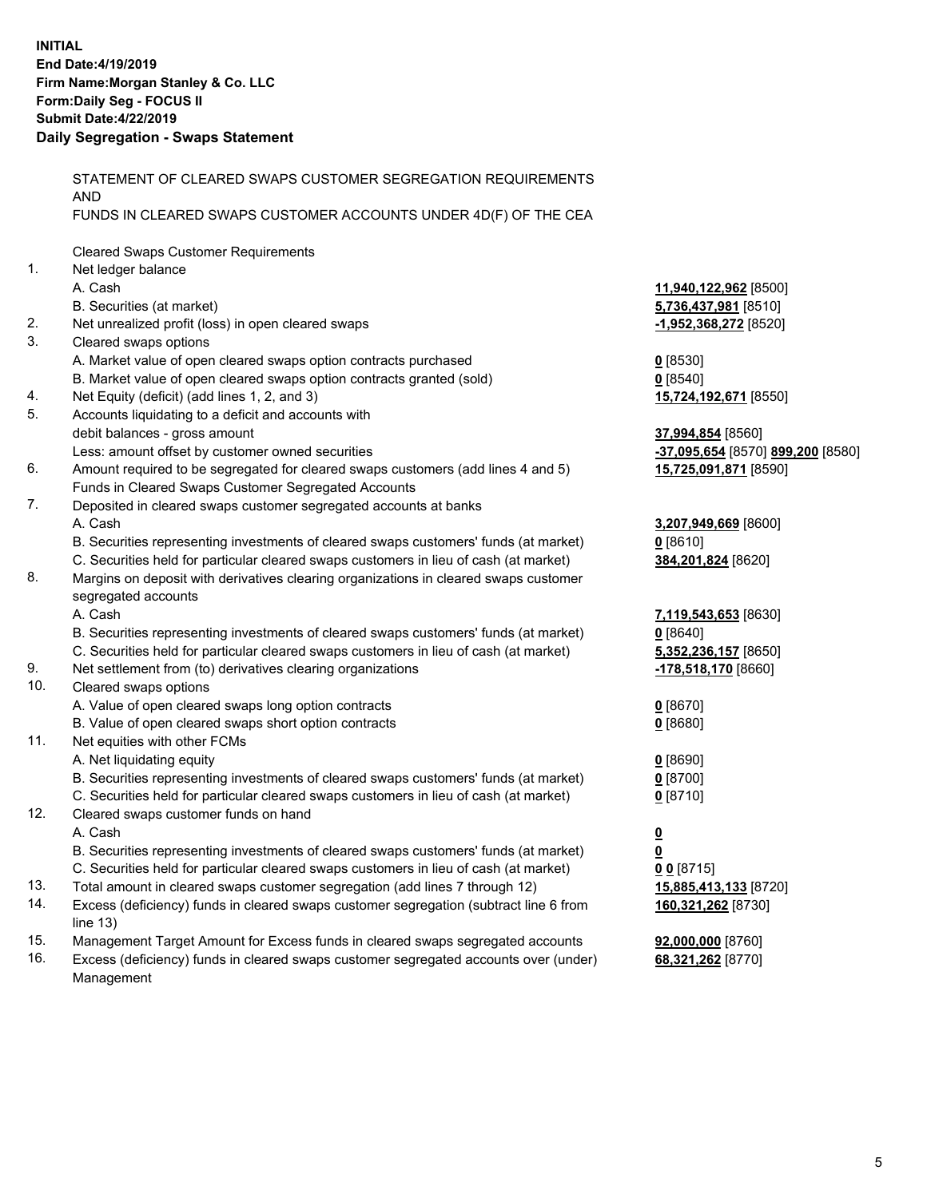**INITIAL**
**End Date:4/19/2019**
**Firm Name:Morgan Stanley & Co. LLC**
**Form:Daily Seg - FOCUS II**
**Submit Date:4/22/2019**
**Daily Segregation - Swaps Statement**

STATEMENT OF CLEARED SWAPS CUSTOMER SEGREGATION REQUIREMENTS AND FUNDS IN CLEARED SWAPS CUSTOMER ACCOUNTS UNDER 4D(F) OF THE CEA

| | | |
|---|---|---|
| | Cleared Swaps Customer Requirements | |
| 1. | Net ledger balance | |
| | A. Cash | **11,940,122,962** [8500] |
| | B. Securities (at market) | **5,736,437,981** [8510] |
| 2. | Net unrealized profit (loss) in open cleared swaps | **-1,952,368,272** [8520] |
| 3. | Cleared swaps options | |
| | A. Market value of open cleared swaps option contracts purchased | **0** [8530] |
| | B. Market value of open cleared swaps option contracts granted (sold) | **0** [8540] |
| 4. | Net Equity (deficit) (add lines 1, 2, and 3) | **15,724,192,671** [8550] |
| 5. | Accounts liquidating to a deficit and accounts with debit balances - gross amount | **37,994,854** [8560] |
| | Less: amount offset by customer owned securities | **-37,095,654** [8570] **899,200** [8580] |
| 6. | Amount required to be segregated for cleared swaps customers (add lines 4 and 5) | **15,725,091,871** [8590] |
| | Funds in Cleared Swaps Customer Segregated Accounts | |
| 7. | Deposited in cleared swaps customer segregated accounts at banks | |
| | A. Cash | **3,207,949,669** [8600] |
| | B. Securities representing investments of cleared swaps customers' funds (at market) | **0** [8610] |
| | C. Securities held for particular cleared swaps customers in lieu of cash (at market) | **384,201,824** [8620] |
| 8. | Margins on deposit with derivatives clearing organizations in cleared swaps customer segregated accounts | |
| | A. Cash | **7,119,543,653** [8630] |
| | B. Securities representing investments of cleared swaps customers' funds (at market) | **0** [8640] |
| | C. Securities held for particular cleared swaps customers in lieu of cash (at market) | **5,352,236,157** [8650] |
| 9. | Net settlement from (to) derivatives clearing organizations | **-178,518,170** [8660] |
| 10. | Cleared swaps options | |
| | A. Value of open cleared swaps long option contracts | **0** [8670] |
| | B. Value of open cleared swaps short option contracts | **0** [8680] |
| 11. | Net equities with other FCMs | |
| | A. Net liquidating equity | **0** [8690] |
| | B. Securities representing investments of cleared swaps customers' funds (at market) | **0** [8700] |
| | C. Securities held for particular cleared swaps customers in lieu of cash (at market) | **0** [8710] |
| 12. | Cleared swaps customer funds on hand | |
| | A. Cash | **0** |
| | B. Securities representing investments of cleared swaps customers' funds (at market) | **0** |
| | C. Securities held for particular cleared swaps customers in lieu of cash (at market) | **0** **0** [8715] |
| 13. | Total amount in cleared swaps customer segregation (add lines 7 through 12) | **15,885,413,133** [8720] |
| 14. | Excess (deficiency) funds in cleared swaps customer segregation (subtract line 6 from line 13) | **160,321,262** [8730] |
| 15. | Management Target Amount for Excess funds in cleared swaps segregated accounts | **92,000,000** [8760] |
| 16. | Excess (deficiency) funds in cleared swaps customer segregated accounts over (under) Management | **68,321,262** [8770] |